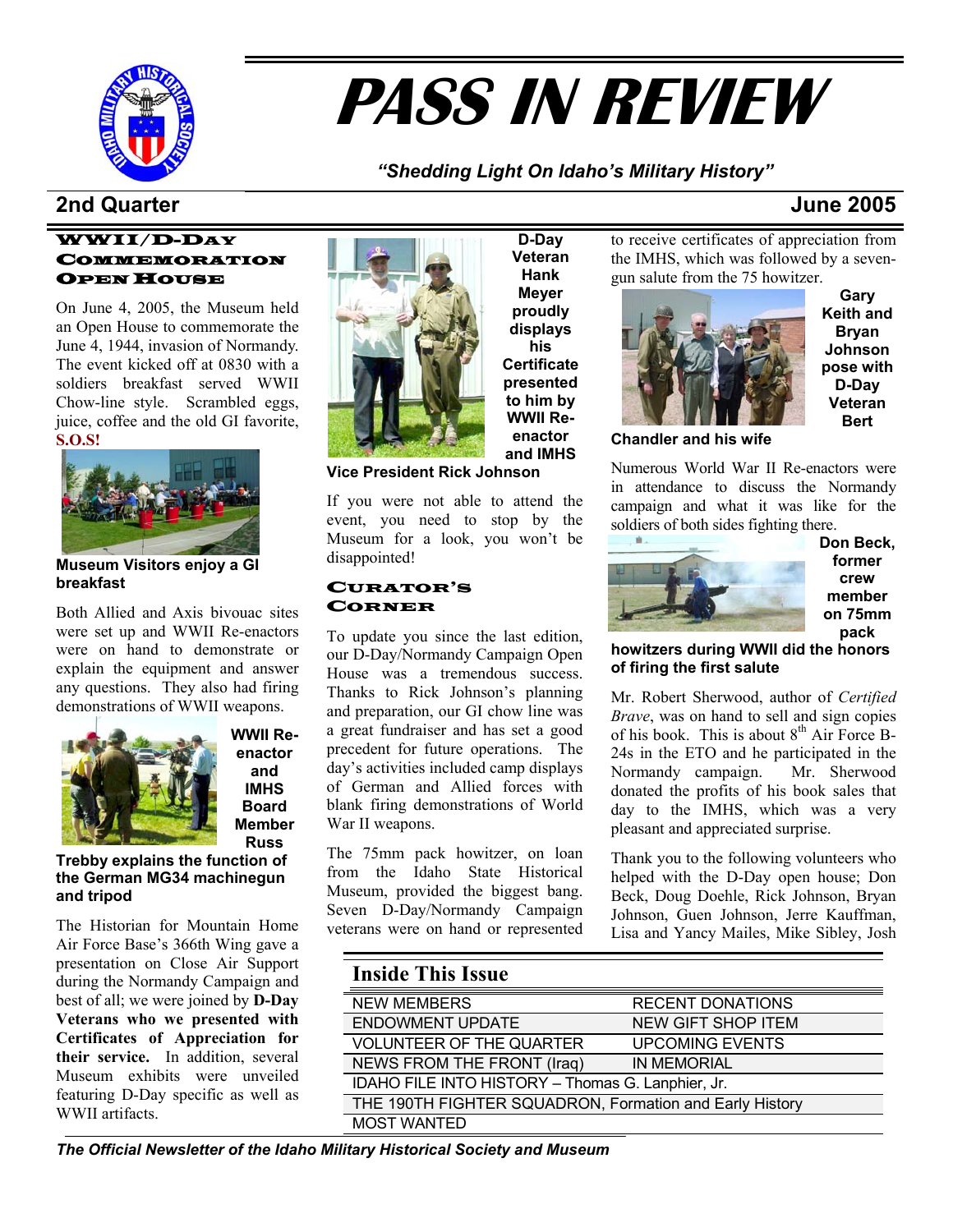# PASS IN REVIEW

*"Shedding Light On Idaho's Military History"*

**2nd Quarter** **June 2005**

## WWII/D-Day Commemoration Open House

On June 4, 2005, the Museum held an Open House to commemorate the June 4, 1944, invasion of Normandy. The event kicked off at 0830 with a soldiers breakfast served WWII Chow-line style. Scrambled eggs, juice, coffee and the old GI favorite, **S.O.S!**

**Museum Visitors enjoy a GI breakfast**

Both Allied and Axis bivouac sites were set up and WWII Re-enactors were on hand to demonstrate or explain the equipment and answer any questions. They also had firing demonstrations of WWII weapons.

**WWII Re-enactor and IMHS Board Member Russ Trebby explains the function of the German MG34 machinegun and tripod**

The Historian for Mountain Home Air Force Base's 366th Wing gave a presentation on Close Air Support during the Normandy Campaign and best of all; we were joined by **D-Day Veterans who we presented with Certificates of Appreciation for their service.** In addition, several Museum exhibits were unveiled featuring D-Day specific as well as WWII artifacts.

**D-Day Veteran Hank Meyer proudly displays his Certificate presented to him by WWII Re-enactor and IMHS Vice President Rick Johnson**

If you were not able to attend the event, you need to stop by the Museum for a look, you won't be disappointed!

## Curator's Corner

To update you since the last edition, our D-Day/Normandy Campaign Open House was a tremendous success. Thanks to Rick Johnson's planning and preparation, our GI chow line was a great fundraiser and has set a good precedent for future operations. The day's activities included camp displays of German and Allied forces with blank firing demonstrations of World War II weapons.

The 75mm pack howitzer, on loan from the Idaho State Historical Museum, provided the biggest bang. Seven D-Day/Normandy Campaign veterans were on hand or represented to receive certificates of appreciation from the IMHS, which was followed by a seven-gun salute from the 75 howitzer.

**Gary Keith and Bryan Johnson pose with D-Day Veteran Bert Chandler and his wife**

Numerous World War II Re-enactors were in attendance to discuss the Normandy campaign and what it was like for the soldiers of both sides fighting there.

**Don Beck, former crew member on 75mm pack howitzers during WWII did the honors of firing the first salute**

Mr. Robert Sherwood, author of *Certified Brave*, was on hand to sell and sign copies of his book. This is about 8th Air Force B-24s in the ETO and he participated in the Normandy campaign. Mr. Sherwood donated the profits of his book sales that day to the IMHS, which was a very pleasant and appreciated surprise.

Thank you to the following volunteers who helped with the D-Day open house; Don Beck, Doug Doehle, Rick Johnson, Bryan Johnson, Guen Johnson, Jerre Kauffman, Lisa and Yancy Mailes, Mike Sibley, Josh

## Inside This Issue

| | |
|---|---|
| NEW MEMBERS | RECENT DONATIONS |
| ENDOWMENT UPDATE | NEW GIFT SHOP ITEM |
| VOLUNTEER OF THE QUARTER | UPCOMING EVENTS |
| NEWS FROM THE FRONT (Iraq) | IN MEMORIAL |
| IDAHO FILE INTO HISTORY – Thomas G. Lanphier, Jr. | |
| THE 190TH FIGHTER SQUADRON, Formation and Early History | |
| MOST WANTED | |

*The Official Newsletter of the Idaho Military Historical Society and Museum*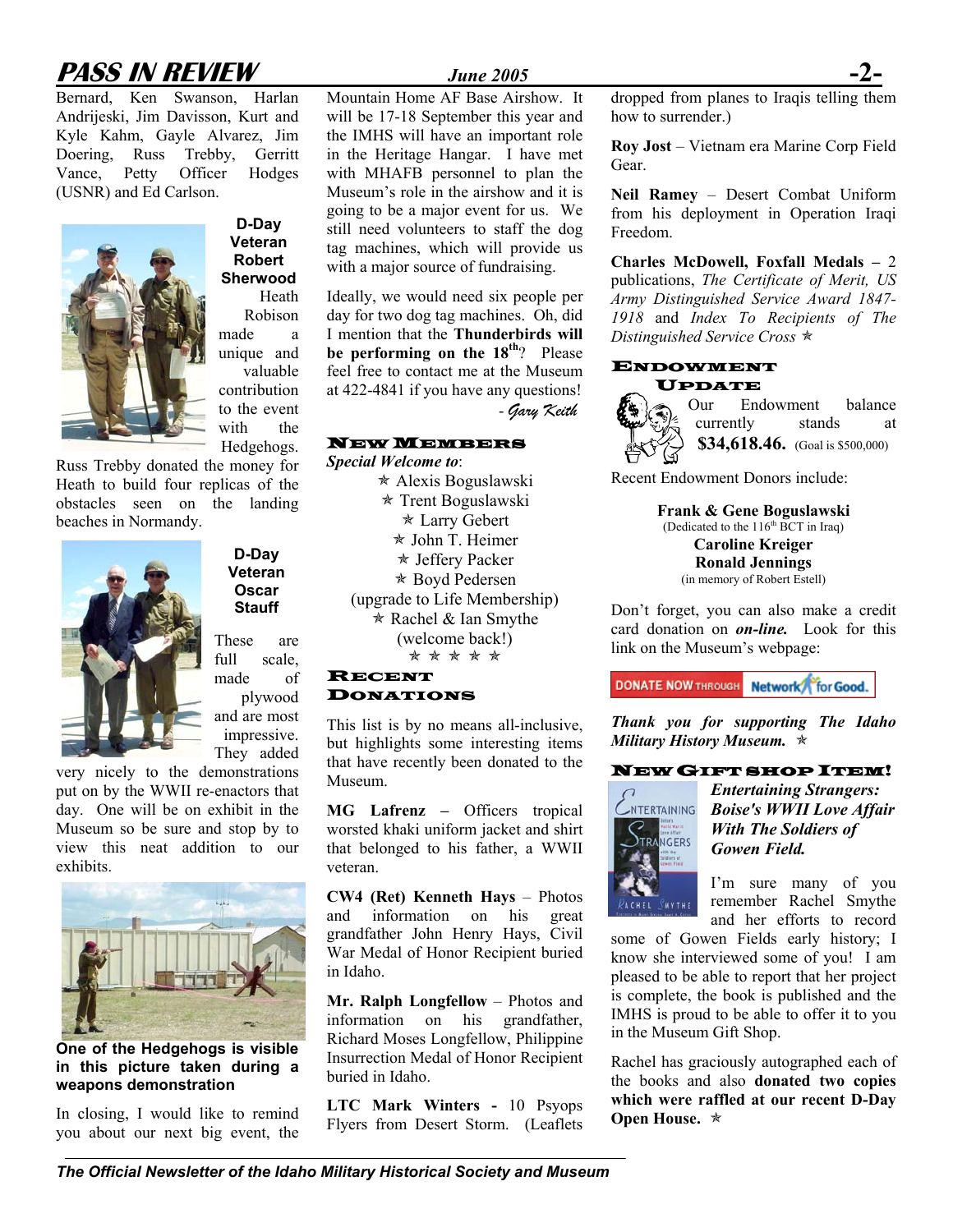Bernard, Ken Swanson, Harlan Andrijeski, Jim Davisson, Kurt and Kyle Kahm, Gayle Alvarez, Jim Doering, Russ Trebby, Gerritt Vance, Petty Officer Hodges (USNR) and Ed Carlson.

**D-Day Veteran Robert Sherwood**

Heath Robison made a unique and valuable contribution to the event with the Hedgehogs. Russ Trebby donated the money for Heath to build four replicas of the obstacles seen on the landing beaches in Normandy.

**D-Day Veteran Oscar Stauff**

These are full scale, made of plywood and are most impressive. They added very nicely to the demonstrations put on by the WWII re-enactors that day. One will be on exhibit in the Museum so be sure and stop by to view this neat addition to our exhibits.

**One of the Hedgehogs is visible in this picture taken during a weapons demonstration**

In closing, I would like to remind you about our next big event, the Mountain Home AF Base Airshow. It will be 17-18 September this year and the IMHS will have an important role in the Heritage Hangar. I have met with MHAFB personnel to plan the Museum's role in the airshow and it is going to be a major event for us. We still need volunteers to staff the dog tag machines, which will provide us with a major source of fundraising.

Ideally, we would need six people per day for two dog tag machines. Oh, did I mention that the **Thunderbirds will be performing on the 18th**? Please feel free to contact me at the Museum at 422-4841 if you have any questions!

*- Gary Keith*

## New Members

*Special Welcome to*:

- ✯ Alexis Boguslawski
- ✯ Trent Boguslawski
- ✯ Larry Gebert
- ✯ John T. Heimer
- ✯ Jeffery Packer
- ✯ Boyd Pedersen (upgrade to Life Membership)
- ✯ Rachel & Ian Smythe (welcome back!)

✯ ✯ ✯ ✯ ✯

## Recent Donations

This list is by no means all-inclusive, but highlights some interesting items that have recently been donated to the Museum.

**MG Lafrenz –** Officers tropical worsted khaki uniform jacket and shirt that belonged to his father, a WWII veteran.

**CW4 (Ret) Kenneth Hays** – Photos and information on his great grandfather John Henry Hays, Civil War Medal of Honor Recipient buried in Idaho.

**Mr. Ralph Longfellow** – Photos and information on his grandfather, Richard Moses Longfellow, Philippine Insurrection Medal of Honor Recipient buried in Idaho.

**LTC Mark Winters -** 10 Psyops Flyers from Desert Storm. (Leaflets dropped from planes to Iraqis telling them how to surrender.)

**Roy Jost** – Vietnam era Marine Corp Field Gear.

**Neil Ramey** – Desert Combat Uniform from his deployment in Operation Iraqi Freedom.

**Charles McDowell, Foxfall Medals –** 2 publications, *The Certificate of Merit, US Army Distinguished Service Award 1847-1918* and *Index To Recipients of The Distinguished Service Cross* ✯

## Endowment Update

Our Endowment balance currently stands at **$34,618.46.** (Goal is $500,000)

Recent Endowment Donors include:

**Frank & Gene Boguslawski**
(Dedicated to the 116th BCT in Iraq)
**Caroline Kreiger**
**Ronald Jennings**
(in memory of Robert Estell)

Don't forget, you can also make a credit card donation on ***on-line.*** Look for this link on the Museum's webpage:

DONATE NOW THROUGH Network for Good.

***Thank you for supporting The Idaho Military History Museum.*** ✯

## New Gift Shop Item!

***Entertaining Strangers: Boise's WWII Love Affair With The Soldiers of Gowen Field.***

I'm sure many of you remember Rachel Smythe and her efforts to record some of Gowen Fields early history; I know she interviewed some of you! I am pleased to be able to report that her project is complete, the book is published and the IMHS is proud to be able to offer it to you in the Museum Gift Shop.

Rachel has graciously autographed each of the books and also **donated two copies which were raffled at our recent D-Day Open House.** ✯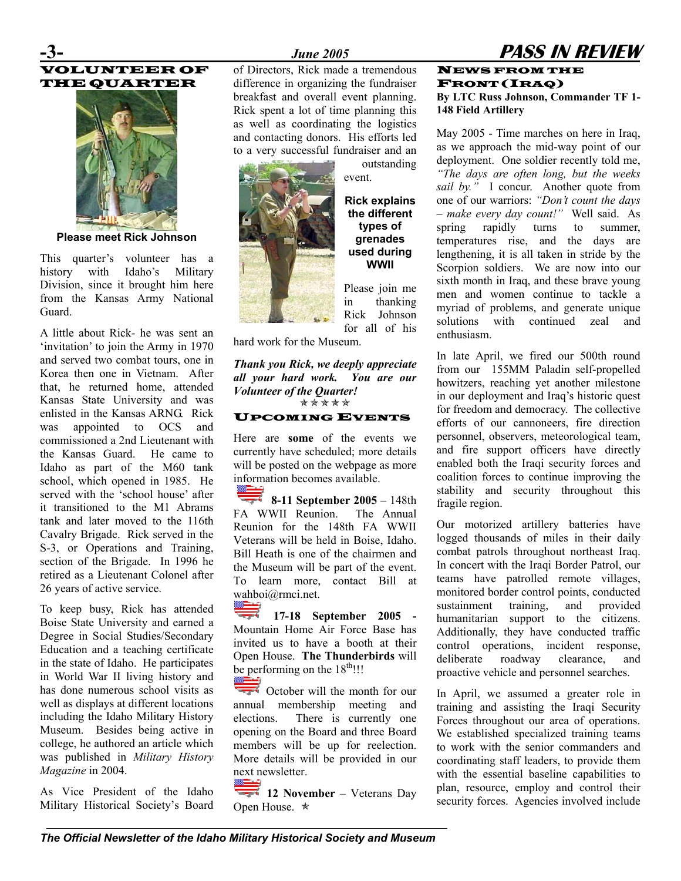## VOLUNTEER OF THE QUARTER

Please meet Rick Johnson

This quarter's volunteer has a history with Idaho's Military Division, since it brought him here from the Kansas Army National Guard.

A little about Rick- he was sent an 'invitation' to join the Army in 1970 and served two combat tours, one in Korea then one in Vietnam. After that, he returned home, attended Kansas State University and was enlisted in the Kansas ARNG. Rick was appointed to OCS and commissioned a 2nd Lieutenant with the Kansas Guard. He came to Idaho as part of the M60 tank school, which opened in 1985. He served with the 'school house' after it transitioned to the M1 Abrams tank and later moved to the 116th Cavalry Brigade. Rick served in the S-3, or Operations and Training, section of the Brigade. In 1996 he retired as a Lieutenant Colonel after 26 years of active service.

To keep busy, Rick has attended Boise State University and earned a Degree in Social Studies/Secondary Education and a teaching certificate in the state of Idaho. He participates in World War II living history and has done numerous school visits as well as displays at different locations including the Idaho Military History Museum. Besides being active in college, he authored an article which was published in *Military History Magazine* in 2004.

As Vice President of the Idaho Military Historical Society's Board of Directors, Rick made a tremendous difference in organizing the fundraiser breakfast and overall event planning. Rick spent a lot of time planning this as well as coordinating the logistics and contacting donors. His efforts led to a very successful fundraiser and an outstanding event.

**Rick explains the different types of grenades used during WWII**

Please join me in thanking Rick Johnson for all of his hard work for the Museum.

***Thank you Rick, we deeply appreciate all your hard work. You are our Volunteer of the Quarter!***

★★★★★

## UPCOMING EVENTS

Here are **some** of the events we currently have scheduled; more details will be posted on the webpage as more information becomes available.

**8-11 September 2005** – 148th FA WWII Reunion. The Annual Reunion for the 148th FA WWII Veterans will be held in Boise, Idaho. Bill Heath is one of the chairmen and the Museum will be part of the event. To learn more, contact Bill at wahboi@rmci.net.

**17-18 September 2005** - Mountain Home Air Force Base has invited us to have a booth at their Open House. **The Thunderbirds** will be performing on the 18th!!!

October will the month for our annual membership meeting and elections. There is currently one opening on the Board and three Board members will be up for reelection. More details will be provided in our next newsletter.

**12 November** – Veterans Day Open House. ★

## NEWS FROM THE FRONT (IRAQ)

**By LTC Russ Johnson, Commander TF 1-148 Field Artillery**

May 2005 - Time marches on here in Iraq, as we approach the mid-way point of our deployment. One soldier recently told me, *"The days are often long, but the weeks sail by."* I concur. Another quote from one of our warriors: *"Don't count the days – make every day count!"* Well said. As spring rapidly turns to summer, temperatures rise, and the days are lengthening, it is all taken in stride by the Scorpion soldiers. We are now into our sixth month in Iraq, and these brave young men and women continue to tackle a myriad of problems, and generate unique solutions with continued zeal and enthusiasm.

In late April, we fired our 500th round from our 155MM Paladin self-propelled howitzers, reaching yet another milestone in our deployment and Iraq's historic quest for freedom and democracy. The collective efforts of our cannoneers, fire direction personnel, observers, meteorological team, and fire support officers have directly enabled both the Iraqi security forces and coalition forces to continue improving the stability and security throughout this fragile region.

Our motorized artillery batteries have logged thousands of miles in their daily combat patrols throughout northeast Iraq. In concert with the Iraqi Border Patrol, our teams have patrolled remote villages, monitored border control points, conducted sustainment training, and provided humanitarian support to the citizens. Additionally, they have conducted traffic control operations, incident response, deliberate roadway clearance, and proactive vehicle and personnel searches.

In April, we assumed a greater role in training and assisting the Iraqi Security Forces throughout our area of operations. We established specialized training teams to work with the senior commanders and coordinating staff leaders, to provide them with the essential baseline capabilities to plan, resource, employ and control their security forces. Agencies involved include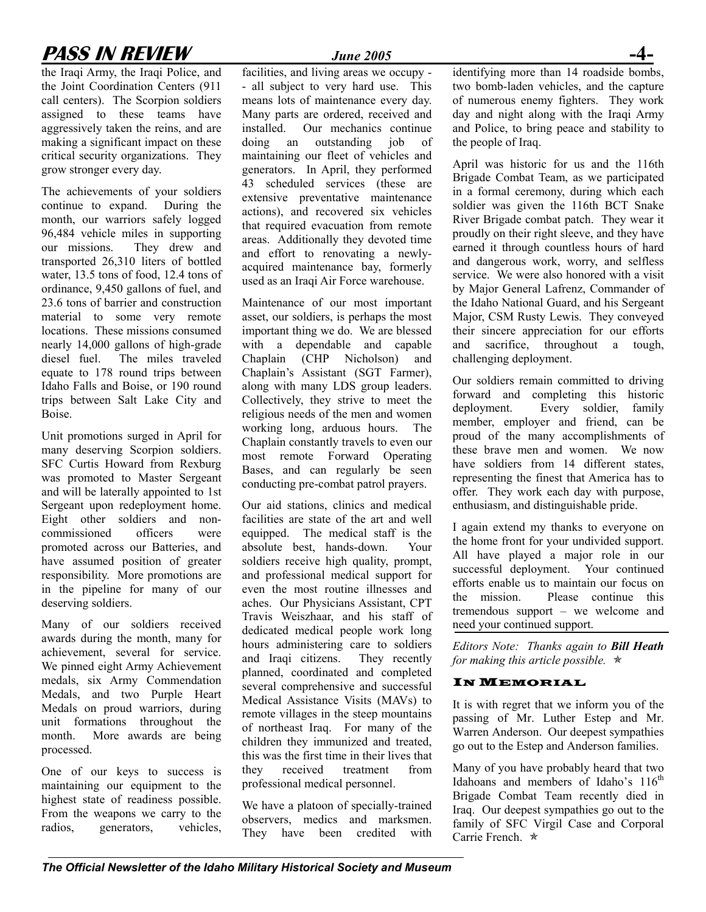the Iraqi Army, the Iraqi Police, and the Joint Coordination Centers (911 call centers). The Scorpion soldiers assigned to these teams have aggressively taken the reins, and are making a significant impact on these critical security organizations. They grow stronger every day.

The achievements of your soldiers continue to expand. During the month, our warriors safely logged 96,484 vehicle miles in supporting our missions. They drew and transported 26,310 liters of bottled water, 13.5 tons of food, 12.4 tons of ordinance, 9,450 gallons of fuel, and 23.6 tons of barrier and construction material to some very remote locations. These missions consumed nearly 14,000 gallons of high-grade diesel fuel. The miles traveled equate to 178 round trips between Idaho Falls and Boise, or 190 round trips between Salt Lake City and Boise.

Unit promotions surged in April for many deserving Scorpion soldiers. SFC Curtis Howard from Rexburg was promoted to Master Sergeant and will be laterally appointed to 1st Sergeant upon redeployment home. Eight other soldiers and non-commissioned officers were promoted across our Batteries, and have assumed position of greater responsibility. More promotions are in the pipeline for many of our deserving soldiers.

Many of our soldiers received awards during the month, many for achievement, several for service. We pinned eight Army Achievement medals, six Army Commendation Medals, and two Purple Heart Medals on proud warriors, during unit formations throughout the month. More awards are being processed.

One of our keys to success is maintaining our equipment to the highest state of readiness possible. From the weapons we carry to the radios, generators, vehicles, facilities, and living areas we occupy -- all subject to very hard use. This means lots of maintenance every day. Many parts are ordered, received and installed. Our mechanics continue doing an outstanding job of maintaining our fleet of vehicles and generators. In April, they performed 43 scheduled services (these are extensive preventative maintenance actions), and recovered six vehicles that required evacuation from remote areas. Additionally they devoted time and effort to renovating a newly-acquired maintenance bay, formerly used as an Iraqi Air Force warehouse.

Maintenance of our most important asset, our soldiers, is perhaps the most important thing we do. We are blessed with a dependable and capable Chaplain (CHP Nicholson) and Chaplain's Assistant (SGT Farmer), along with many LDS group leaders. Collectively, they strive to meet the religious needs of the men and women working long, arduous hours. The Chaplain constantly travels to even our most remote Forward Operating Bases, and can regularly be seen conducting pre-combat patrol prayers.

Our aid stations, clinics and medical facilities are state of the art and well equipped. The medical staff is the absolute best, hands-down. Your soldiers receive high quality, prompt, and professional medical support for even the most routine illnesses and aches. Our Physicians Assistant, CPT Travis Weiszhaar, and his staff of dedicated medical people work long hours administering care to soldiers and Iraqi citizens. They recently planned, coordinated and completed several comprehensive and successful Medical Assistance Visits (MAVs) to remote villages in the steep mountains of northeast Iraq. For many of the children they immunized and treated, this was the first time in their lives that they received treatment from professional medical personnel.

We have a platoon of specially-trained observers, medics and marksmen. They have been credited with identifying more than 14 roadside bombs, two bomb-laden vehicles, and the capture of numerous enemy fighters. They work day and night along with the Iraqi Army and Police, to bring peace and stability to the people of Iraq.

April was historic for us and the 116th Brigade Combat Team, as we participated in a formal ceremony, during which each soldier was given the 116th BCT Snake River Brigade combat patch. They wear it proudly on their right sleeve, and they have earned it through countless hours of hard and dangerous work, worry, and selfless service. We were also honored with a visit by Major General Lafrenz, Commander of the Idaho National Guard, and his Sergeant Major, CSM Rusty Lewis. They conveyed their sincere appreciation for our efforts and sacrifice, throughout a tough, challenging deployment.

Our soldiers remain committed to driving forward and completing this historic deployment. Every soldier, family member, employer and friend, can be proud of the many accomplishments of these brave men and women. We now have soldiers from 14 different states, representing the finest that America has to offer. They work each day with purpose, enthusiasm, and distinguishable pride.

I again extend my thanks to everyone on the home front for your undivided support. All have played a major role in our successful deployment. Your continued efforts enable us to maintain our focus on the mission. Please continue this tremendous support – we welcome and need your continued support.

*Editors Note: Thanks again to **Bill Heath** for making this article possible.* ✭

## In Memorial

It is with regret that we inform you of the passing of Mr. Luther Estep and Mr. Warren Anderson. Our deepest sympathies go out to the Estep and Anderson families.

Many of you have probably heard that two Idahoans and members of Idaho's 116th Brigade Combat Team recently died in Iraq. Our deepest sympathies go out to the family of SFC Virgil Case and Corporal Carrie French. ✭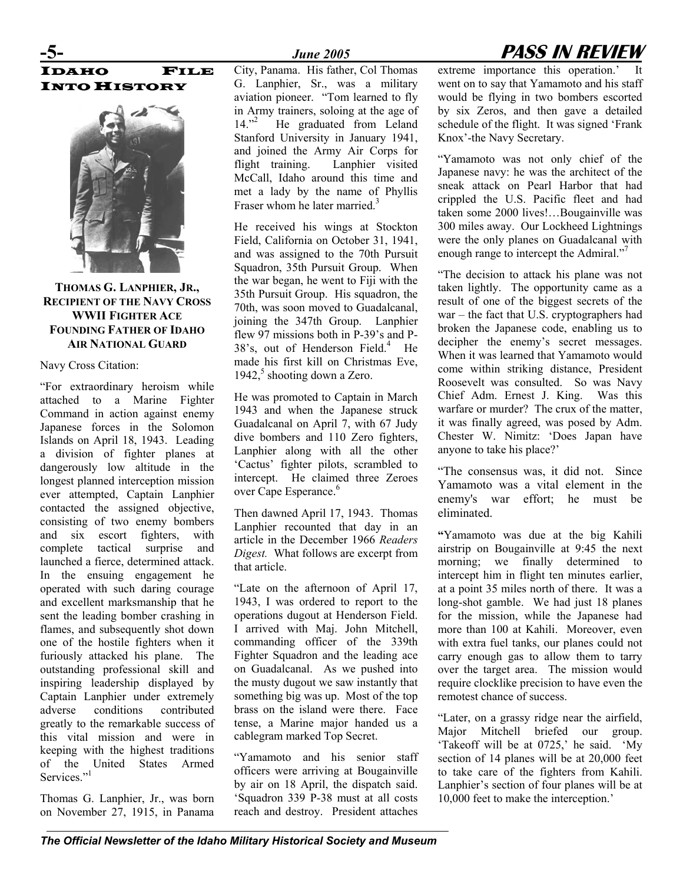## Idaho File Into History

**Thomas G. Lanphier, Jr., Recipient of the Navy Cross WWII Fighter Ace Founding Father of Idaho Air National Guard**

Navy Cross Citation:

"For extraordinary heroism while attached to a Marine Fighter Command in action against enemy Japanese forces in the Solomon Islands on April 18, 1943. Leading a division of fighter planes at dangerously low altitude in the longest planned interception mission ever attempted, Captain Lanphier contacted the assigned objective, consisting of two enemy bombers and six escort fighters, with complete tactical surprise and launched a fierce, determined attack. In the ensuing engagement he operated with such daring courage and excellent marksmanship that he sent the leading bomber crashing in flames, and subsequently shot down one of the hostile fighters when it furiously attacked his plane. The outstanding professional skill and inspiring leadership displayed by Captain Lanphier under extremely adverse conditions contributed greatly to the remarkable success of this vital mission and were in keeping with the highest traditions of the United States Armed Services."[1]

Thomas G. Lanphier, Jr., was born on November 27, 1915, in Panama City, Panama. His father, Col Thomas G. Lanphier, Sr., was a military aviation pioneer. "Tom learned to fly in Army trainers, soloing at the age of 14."[2] He graduated from Leland Stanford University in January 1941, and joined the Army Air Corps for flight training. Lanphier visited McCall, Idaho around this time and met a lady by the name of Phyllis Fraser whom he later married.[3]

He received his wings at Stockton Field, California on October 31, 1941, and was assigned to the 70th Pursuit Squadron, 35th Pursuit Group. When the war began, he went to Fiji with the 35th Pursuit Group. His squadron, the 70th, was soon moved to Guadalcanal, joining the 347th Group. Lanphier flew 97 missions both in P-39's and P-38's, out of Henderson Field.[4] He made his first kill on Christmas Eve, 1942,[5] shooting down a Zero.

He was promoted to Captain in March 1943 and when the Japanese struck Guadalcanal on April 7, with 67 Judy dive bombers and 110 Zero fighters, Lanphier along with all the other 'Cactus' fighter pilots, scrambled to intercept. He claimed three Zeroes over Cape Esperance.[6]

Then dawned April 17, 1943. Thomas Lanphier recounted that day in an article in the December 1966 *Readers Digest.* What follows are excerpt from that article.

"Late on the afternoon of April 17, 1943, I was ordered to report to the operations dugout at Henderson Field. I arrived with Maj. John Mitchell, commanding officer of the 339th Fighter Squadron and the leading ace on Guadalcanal. As we pushed into the musty dugout we saw instantly that something big was up. Most of the top brass on the island were there. Face tense, a Marine major handed us a cablegram marked Top Secret.

"Yamamoto and his senior staff officers were arriving at Bougainville by air on 18 April, the dispatch said. 'Squadron 339 P-38 must at all costs reach and destroy. President attaches extreme importance this operation.' It went on to say that Yamamoto and his staff would be flying in two bombers escorted by six Zeros, and then gave a detailed schedule of the flight. It was signed 'Frank Knox'-the Navy Secretary.

"Yamamoto was not only chief of the Japanese navy: he was the architect of the sneak attack on Pearl Harbor that had crippled the U.S. Pacific fleet and had taken some 2000 lives!…Bougainville was 300 miles away. Our Lockheed Lightnings were the only planes on Guadalcanal with enough range to intercept the Admiral."[7]

"The decision to attack his plane was not taken lightly. The opportunity came as a result of one of the biggest secrets of the war – the fact that U.S. cryptographers had broken the Japanese code, enabling us to decipher the enemy's secret messages. When it was learned that Yamamoto would come within striking distance, President Roosevelt was consulted. So was Navy Chief Adm. Ernest J. King. Was this warfare or murder? The crux of the matter, it was finally agreed, was posed by Adm. Chester W. Nimitz: 'Does Japan have anyone to take his place?'

"The consensus was, it did not. Since Yamamoto was a vital element in the enemy's war effort; he must be eliminated.

**"**Yamamoto was due at the big Kahili airstrip on Bougainville at 9:45 the next morning; we finally determined to intercept him in flight ten minutes earlier, at a point 35 miles north of there. It was a long-shot gamble. We had just 18 planes for the mission, while the Japanese had more than 100 at Kahili. Moreover, even with extra fuel tanks, our planes could not carry enough gas to allow them to tarry over the target area. The mission would require clocklike precision to have even the remotest chance of success.

"Later, on a grassy ridge near the airfield, Major Mitchell briefed our group. 'Takeoff will be at 0725,' he said. 'My section of 14 planes will be at 20,000 feet to take care of the fighters from Kahili. Lanphier's section of four planes will be at 10,000 feet to make the interception.'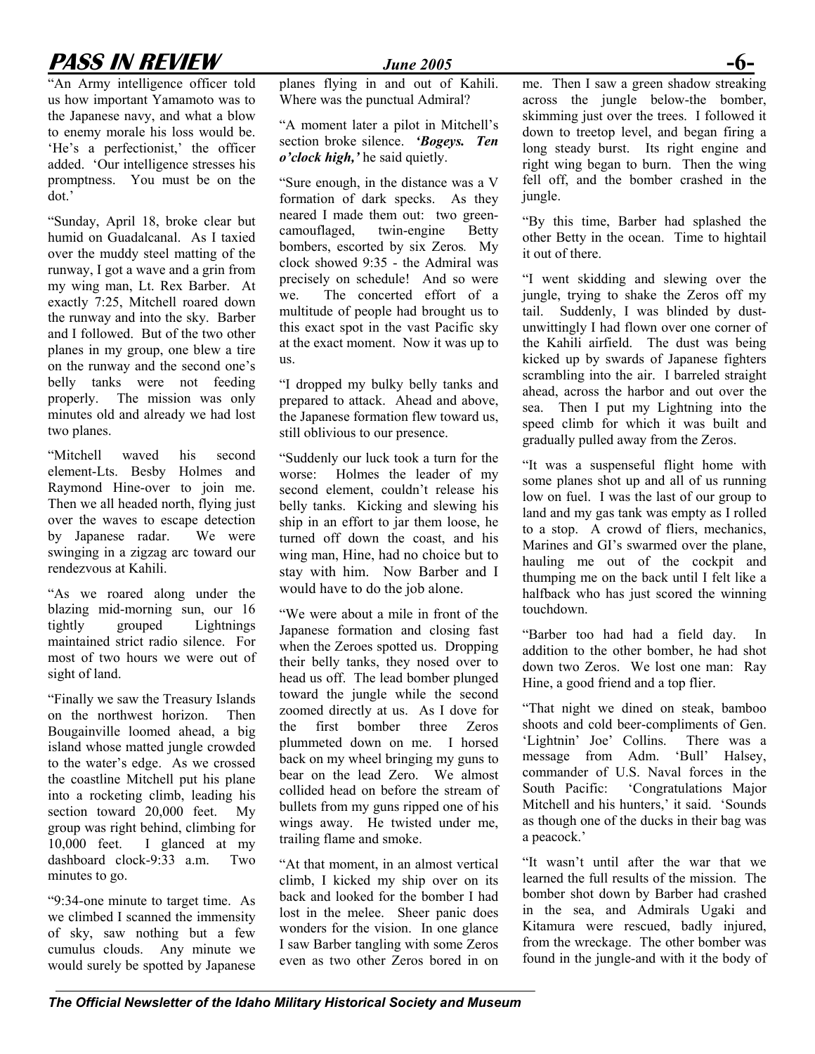"An Army intelligence officer told us how important Yamamoto was to the Japanese navy, and what a blow to enemy morale his loss would be. 'He's a perfectionist,' the officer added. 'Our intelligence stresses his promptness. You must be on the dot.'

"Sunday, April 18, broke clear but humid on Guadalcanal. As I taxied over the muddy steel matting of the runway, I got a wave and a grin from my wing man, Lt. Rex Barber. At exactly 7:25, Mitchell roared down the runway and into the sky. Barber and I followed. But of the two other planes in my group, one blew a tire on the runway and the second one's belly tanks were not feeding properly. The mission was only minutes old and already we had lost two planes.

"Mitchell waved his second element-Lts. Besby Holmes and Raymond Hine-over to join me. Then we all headed north, flying just over the waves to escape detection by Japanese radar. We were swinging in a zigzag arc toward our rendezvous at Kahili.

"As we roared along under the blazing mid-morning sun, our 16 tightly grouped Lightnings maintained strict radio silence. For most of two hours we were out of sight of land.

"Finally we saw the Treasury Islands on the northwest horizon. Then Bougainville loomed ahead, a big island whose matted jungle crowded to the water's edge. As we crossed the coastline Mitchell put his plane into a rocketing climb, leading his section toward 20,000 feet. My group was right behind, climbing for 10,000 feet. I glanced at my dashboard clock-9:33 a.m. Two minutes to go.

"9:34-one minute to target time. As we climbed I scanned the immensity of sky, saw nothing but a few cumulus clouds. Any minute we would surely be spotted by Japanese planes flying in and out of Kahili. Where was the punctual Admiral?

"A moment later a pilot in Mitchell's section broke silence. ***'Bogeys. Ten o'clock high,'*** he said quietly.

"Sure enough, in the distance was a V formation of dark specks. As they neared I made them out: two green-camouflaged, twin-engine Betty bombers, escorted by six Zeros. My clock showed 9:35 - the Admiral was precisely on schedule! And so were we. The concerted effort of a multitude of people had brought us to this exact spot in the vast Pacific sky at the exact moment. Now it was up to us.

"I dropped my bulky belly tanks and prepared to attack. Ahead and above, the Japanese formation flew toward us, still oblivious to our presence.

"Suddenly our luck took a turn for the worse: Holmes the leader of my second element, couldn't release his belly tanks. Kicking and slewing his ship in an effort to jar them loose, he turned off down the coast, and his wing man, Hine, had no choice but to stay with him. Now Barber and I would have to do the job alone.

"We were about a mile in front of the Japanese formation and closing fast when the Zeroes spotted us. Dropping their belly tanks, they nosed over to head us off. The lead bomber plunged toward the jungle while the second zoomed directly at us. As I dove for the first bomber three Zeros plummeted down on me. I horsed back on my wheel bringing my guns to bear on the lead Zero. We almost collided head on before the stream of bullets from my guns ripped one of his wings away. He twisted under me, trailing flame and smoke.

"At that moment, in an almost vertical climb, I kicked my ship over on its back and looked for the bomber I had lost in the melee. Sheer panic does wonders for the vision. In one glance I saw Barber tangling with some Zeros even as two other Zeros bored in on me. Then I saw a green shadow streaking across the jungle below-the bomber, skimming just over the trees. I followed it down to treetop level, and began firing a long steady burst. Its right engine and right wing began to burn. Then the wing fell off, and the bomber crashed in the jungle.

"By this time, Barber had splashed the other Betty in the ocean. Time to hightail it out of there.

"I went skidding and slewing over the jungle, trying to shake the Zeros off my tail. Suddenly, I was blinded by dust-unwittingly I had flown over one corner of the Kahili airfield. The dust was being kicked up by swards of Japanese fighters scrambling into the air. I barreled straight ahead, across the harbor and out over the sea. Then I put my Lightning into the speed climb for which it was built and gradually pulled away from the Zeros.

"It was a suspenseful flight home with some planes shot up and all of us running low on fuel. I was the last of our group to land and my gas tank was empty as I rolled to a stop. A crowd of fliers, mechanics, Marines and GI's swarmed over the plane, hauling me out of the cockpit and thumping me on the back until I felt like a halfback who has just scored the winning touchdown.

"Barber too had had a field day. In addition to the other bomber, he had shot down two Zeros. We lost one man: Ray Hine, a good friend and a top flier.

"That night we dined on steak, bamboo shoots and cold beer-compliments of Gen. 'Lightnin' Joe' Collins. There was a message from Adm. 'Bull' Halsey, commander of U.S. Naval forces in the South Pacific: 'Congratulations Major Mitchell and his hunters,' it said. 'Sounds as though one of the ducks in their bag was a peacock.'

"It wasn't until after the war that we learned the full results of the mission. The bomber shot down by Barber had crashed in the sea, and Admirals Ugaki and Kitamura were rescued, badly injured, from the wreckage. The other bomber was found in the jungle-and with it the body of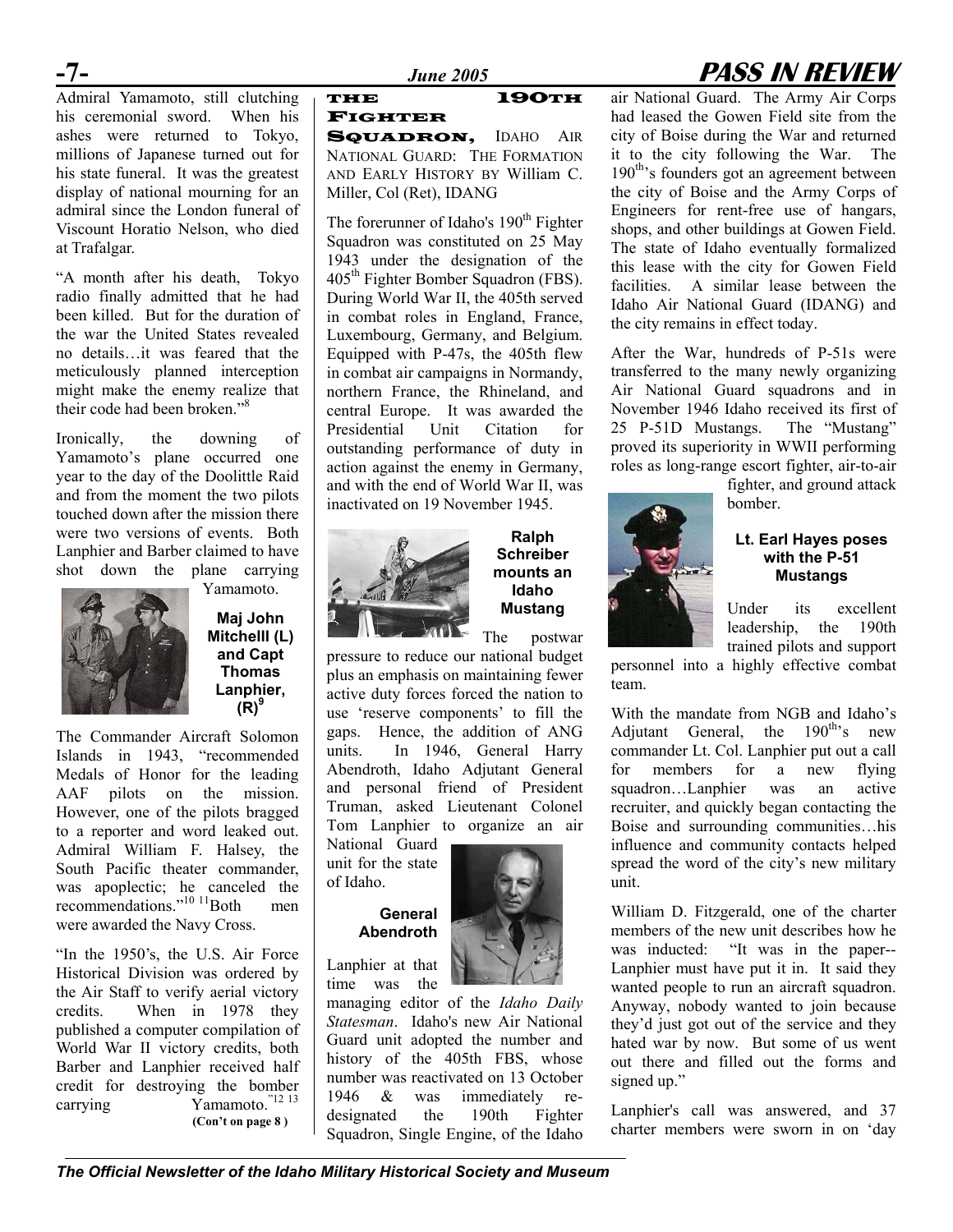Admiral Yamamoto, still clutching his ceremonial sword. When his ashes were returned to Tokyo, millions of Japanese turned out for his state funeral. It was the greatest display of national mourning for an admiral since the London funeral of Viscount Horatio Nelson, who died at Trafalgar.

"A month after his death, Tokyo radio finally admitted that he had been killed. But for the duration of the war the United States revealed no details…it was feared that the meticulously planned interception might make the enemy realize that their code had been broken."[8]

Ironically, the downing of Yamamoto's plane occurred one year to the day of the Doolittle Raid and from the moment the two pilots touched down after the mission there were two versions of events. Both Lanphier and Barber claimed to have shot down the plane carrying Yamamoto.

**Maj John Mitchelll (L) and Capt Thomas Lanphier, (R)[9]**

The Commander Aircraft Solomon Islands in 1943, "recommended Medals of Honor for the leading AAF pilots on the mission. However, one of the pilots bragged to a reporter and word leaked out. Admiral William F. Halsey, the South Pacific theater commander, was apoplectic; he canceled the recommendations."[10 11] Both men were awarded the Navy Cross.

"In the 1950's, the U.S. Air Force Historical Division was ordered by the Air Staff to verify aerial victory credits. When in 1978 they published a computer compilation of World War II victory credits, both Barber and Lanphier received half credit for destroying the bomber carrying Yamamoto."[12 13]

**(Con't on page 8 )**

## THE 190TH FIGHTER SQUADRON, IDAHO AIR NATIONAL GUARD: THE FORMATION AND EARLY HISTORY BY William C. Miller, Col (Ret), IDANG

The forerunner of Idaho's 190th Fighter Squadron was constituted on 25 May 1943 under the designation of the 405th Fighter Bomber Squadron (FBS). During World War II, the 405th served in combat roles in England, France, Luxembourg, Germany, and Belgium. Equipped with P-47s, the 405th flew in combat air campaigns in Normandy, northern France, the Rhineland, and central Europe. It was awarded the Presidential Unit Citation for outstanding performance of duty in action against the enemy in Germany, and with the end of World War II, was inactivated on 19 November 1945.

**Ralph Schreiber mounts an Idaho Mustang**

The postwar pressure to reduce our national budget plus an emphasis on maintaining fewer active duty forces forced the nation to use 'reserve components' to fill the gaps. Hence, the addition of ANG units. In 1946, General Harry Abendroth, Idaho Adjutant General and personal friend of President Truman, asked Lieutenant Colonel Tom Lanphier to organize an air National Guard unit for the state of Idaho.

**General Abendroth**

Lanphier at that time was the managing editor of the *Idaho Daily Statesman*. Idaho's new Air National Guard unit adopted the number and history of the 405th FBS, whose number was reactivated on 13 October 1946 & was immediately re-designated the 190th Fighter Squadron, Single Engine, of the Idaho air National Guard. The Army Air Corps had leased the Gowen Field site from the city of Boise during the War and returned it to the city following the War. The 190th's founders got an agreement between the city of Boise and the Army Corps of Engineers for rent-free use of hangars, shops, and other buildings at Gowen Field. The state of Idaho eventually formalized this lease with the city for Gowen Field facilities. A similar lease between the Idaho Air National Guard (IDANG) and the city remains in effect today.

After the War, hundreds of P-51s were transferred to the many newly organizing Air National Guard squadrons and in November 1946 Idaho received its first of 25 P-51D Mustangs. The "Mustang" proved its superiority in WWII performing roles as long-range escort fighter, air-to-air fighter, and ground attack bomber.

**Lt. Earl Hayes poses with the P-51 Mustangs**

Under its excellent leadership, the 190th trained pilots and support personnel into a highly effective combat team.

With the mandate from NGB and Idaho's Adjutant General, the 190th's new commander Lt. Col. Lanphier put out a call for members for a new flying squadron…Lanphier was an active recruiter, and quickly began contacting the Boise and surrounding communities…his influence and community contacts helped spread the word of the city's new military unit.

William D. Fitzgerald, one of the charter members of the new unit describes how he was inducted: "It was in the paper--Lanphier must have put it in. It said they wanted people to run an aircraft squadron. Anyway, nobody wanted to join because they'd just got out of the service and they hated war by now. But some of us went out there and filled out the forms and signed up."

Lanphier's call was answered, and 37 charter members were sworn in on 'day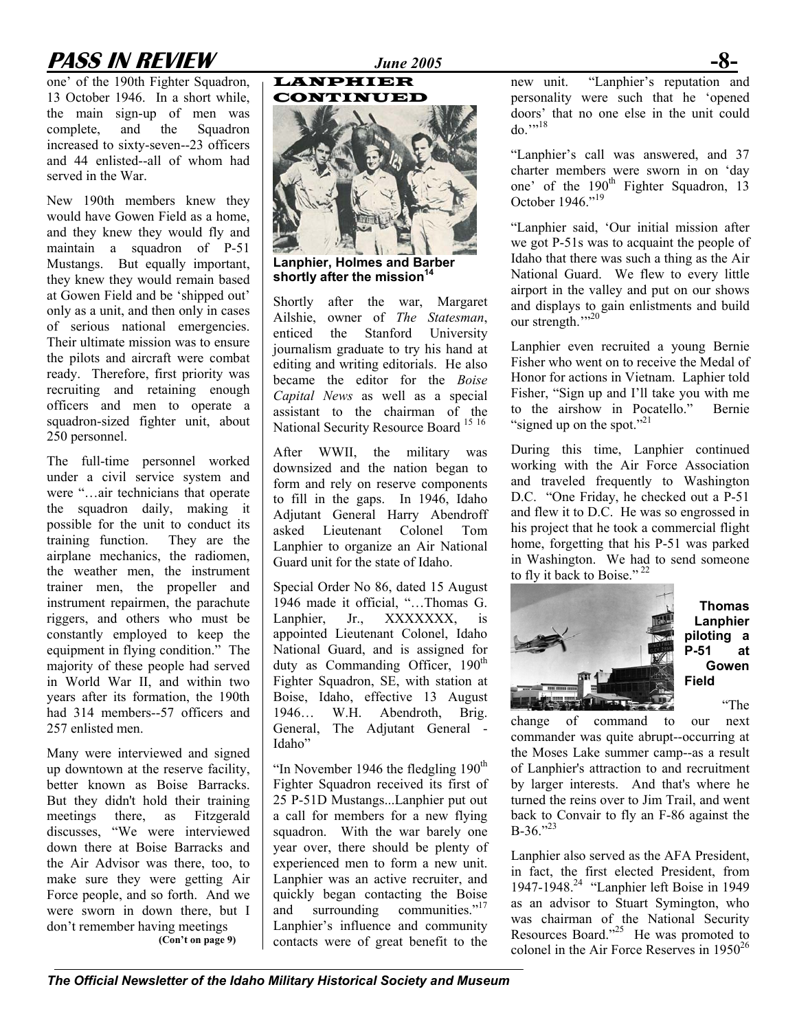one' of the 190th Fighter Squadron, 13 October 1946. In a short while, the main sign-up of men was complete, and the Squadron increased to sixty-seven--23 officers and 44 enlisted--all of whom had served in the War.

New 190th members knew they would have Gowen Field as a home, and they knew they would fly and maintain a squadron of P-51 Mustangs. But equally important, they knew they would remain based at Gowen Field and be 'shipped out' only as a unit, and then only in cases of serious national emergencies. Their ultimate mission was to ensure the pilots and aircraft were combat ready. Therefore, first priority was recruiting and retaining enough officers and men to operate a squadron-sized fighter unit, about 250 personnel.

The full-time personnel worked under a civil service system and were "…air technicians that operate the squadron daily, making it possible for the unit to conduct its training function. They are the airplane mechanics, the radiomen, the weather men, the instrument trainer men, the propeller and instrument repairmen, the parachute riggers, and others who must be constantly employed to keep the equipment in flying condition." The majority of these people had served in World War II, and within two years after its formation, the 190th had 314 members--57 officers and 257 enlisted men.

Many were interviewed and signed up downtown at the reserve facility, better known as Boise Barracks. But they didn't hold their training meetings there, as Fitzgerald discusses, "We were interviewed down there at Boise Barracks and the Air Advisor was there, too, to make sure they were getting Air Force people, and so forth. And we were sworn in down there, but I don't remember having meetings

**(Con't on page 9)**

## LANPHIER CONTINUED

**Lanphier, Holmes and Barber shortly after the mission[14]**

Shortly after the war, Margaret Ailshie, owner of *The Statesman*, enticed the Stanford University journalism graduate to try his hand at editing and writing editorials. He also became the editor for the *Boise Capital News* as well as a special assistant to the chairman of the National Security Resource Board [15 16]

After WWII, the military was downsized and the nation began to form and rely on reserve components to fill in the gaps. In 1946, Idaho Adjutant General Harry Abendroff asked Lieutenant Colonel Tom Lanphier to organize an Air National Guard unit for the state of Idaho.

Special Order No 86, dated 15 August 1946 made it official, "…Thomas G. Lanphier, Jr., XXXXXXX, is appointed Lieutenant Colonel, Idaho National Guard, and is assigned for duty as Commanding Officer, 190th Fighter Squadron, SE, with station at Boise, Idaho, effective 13 August 1946… W.H. Abendroth, Brig. General, The Adjutant General - Idaho"

"In November 1946 the fledgling 190th Fighter Squadron received its first of 25 P-51D Mustangs...Lanphier put out a call for members for a new flying squadron. With the war barely one year over, there should be plenty of experienced men to form a new unit. Lanphier was an active recruiter, and quickly began contacting the Boise and surrounding communities."[17] Lanphier's influence and community contacts were of great benefit to the new unit. "Lanphier's reputation and personality were such that he 'opened doors' that no one else in the unit could do.'"[18]

"Lanphier's call was answered, and 37 charter members were sworn in on 'day one' of the 190th Fighter Squadron, 13 October 1946."[19]

"Lanphier said, 'Our initial mission after we got P-51s was to acquaint the people of Idaho that there was such a thing as the Air National Guard. We flew to every little airport in the valley and put on our shows and displays to gain enlistments and build our strength.'"[20]

Lanphier even recruited a young Bernie Fisher who went on to receive the Medal of Honor for actions in Vietnam. Laphier told Fisher, "Sign up and I'll take you with me to the airshow in Pocatello." Bernie "signed up on the spot."[21]

During this time, Lanphier continued working with the Air Force Association and traveled frequently to Washington D.C. "One Friday, he checked out a P-51 and flew it to D.C. He was so engrossed in his project that he took a commercial flight home, forgetting that his P-51 was parked in Washington. We had to send someone to fly it back to Boise." [22]

**Thomas Lanphier piloting a P-51 at Gowen Field**

"The change of command to our next commander was quite abrupt--occurring at the Moses Lake summer camp--as a result of Lanphier's attraction to and recruitment by larger interests. And that's where he turned the reins over to Jim Trail, and went back to Convair to fly an F-86 against the B-36."[23]

Lanphier also served as the AFA President, in fact, the first elected President, from 1947-1948.[24] "Lanphier left Boise in 1949 as an advisor to Stuart Symington, who was chairman of the National Security Resources Board."[25] He was promoted to colonel in the Air Force Reserves in 1950[26]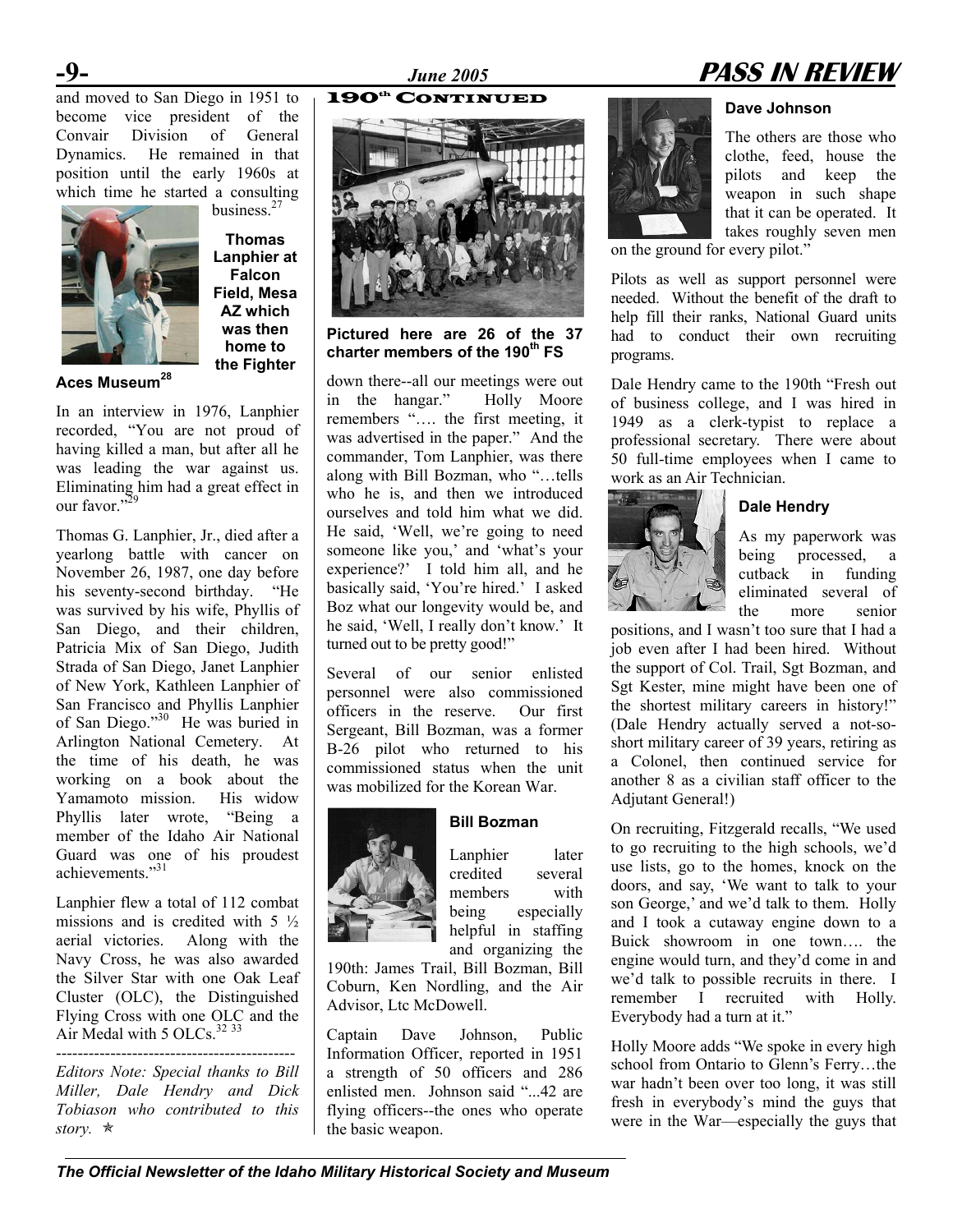and moved to San Diego in 1951 to become vice president of the Convair Division of General Dynamics. He remained in that position until the early 1960s at which time he started a consulting business.[27]

**Thomas Lanphier at Falcon Field, Mesa AZ which was then home to the Fighter Aces Museum**[28]

In an interview in 1976, Lanphier recorded, "You are not proud of having killed a man, but after all he was leading the war against us. Eliminating him had a great effect in our favor."[29]

Thomas G. Lanphier, Jr., died after a yearlong battle with cancer on November 26, 1987, one day before his seventy-second birthday. "He was survived by his wife, Phyllis of San Diego, and their children, Patricia Mix of San Diego, Judith Strada of San Diego, Janet Lanphier of New York, Kathleen Lanphier of San Francisco and Phyllis Lanphier of San Diego."[30] He was buried in Arlington National Cemetery. At the time of his death, he was working on a book about the Yamamoto mission. His widow Phyllis later wrote, "Being a member of the Idaho Air National Guard was one of his proudest achievements."[31]

Lanphier flew a total of 112 combat missions and is credited with 5 ½ aerial victories. Along with the Navy Cross, he was also awarded the Silver Star with one Oak Leaf Cluster (OLC), the Distinguished Flying Cross with one OLC and the Air Medal with 5 OLCs.[32 33]

---

*Editors Note: Special thanks to Bill Miller, Dale Hendry and Dick Tobiason who contributed to this story.* ✯

## 190th Continued

**Pictured here are 26 of the 37 charter members of the 190th FS**

down there--all our meetings were out in the hangar." Holly Moore remembers "…. the first meeting, it was advertised in the paper." And the commander, Tom Lanphier, was there along with Bill Bozman, who "…tells who he is, and then we introduced ourselves and told him what we did. He said, 'Well, we're going to need someone like you,' and 'what's your experience?' I told him all, and he basically said, 'You're hired.' I asked Boz what our longevity would be, and he said, 'Well, I really don't know.' It turned out to be pretty good!"

Several of our senior enlisted personnel were also commissioned officers in the reserve. Our first Sergeant, Bill Bozman, was a former B-26 pilot who returned to his commissioned status when the unit was mobilized for the Korean War.

**Bill Bozman**

Lanphier later credited several members with being especially helpful in staffing and organizing the 190th: James Trail, Bill Bozman, Bill Coburn, Ken Nordling, and the Air Advisor, Ltc McDowell.

Captain Dave Johnson, Public Information Officer, reported in 1951 a strength of 50 officers and 286 enlisted men. Johnson said "...42 are flying officers--the ones who operate the basic weapon.

**Dave Johnson**

The others are those who clothe, feed, house the pilots and keep the weapon in such shape that it can be operated. It takes roughly seven men on the ground for every pilot."

Pilots as well as support personnel were needed. Without the benefit of the draft to help fill their ranks, National Guard units had to conduct their own recruiting programs.

Dale Hendry came to the 190th "Fresh out of business college, and I was hired in 1949 as a clerk-typist to replace a professional secretary. There were about 50 full-time employees when I came to work as an Air Technician.

**Dale Hendry**

As my paperwork was being processed, a cutback in funding eliminated several of the more senior positions, and I wasn't too sure that I had a job even after I had been hired. Without the support of Col. Trail, Sgt Bozman, and Sgt Kester, mine might have been one of the shortest military careers in history!" (Dale Hendry actually served a not-so-short military career of 39 years, retiring as a Colonel, then continued service for another 8 as a civilian staff officer to the Adjutant General!)

On recruiting, Fitzgerald recalls, "We used to go recruiting to the high schools, we'd use lists, go to the homes, knock on the doors, and say, 'We want to talk to your son George,' and we'd talk to them. Holly and I took a cutaway engine down to a Buick showroom in one town…. the engine would turn, and they'd come in and we'd talk to possible recruits in there. I remember I recruited with Holly. Everybody had a turn at it."

Holly Moore adds "We spoke in every high school from Ontario to Glenn's Ferry…the war hadn't been over too long, it was still fresh in everybody's mind the guys that were in the War—especially the guys that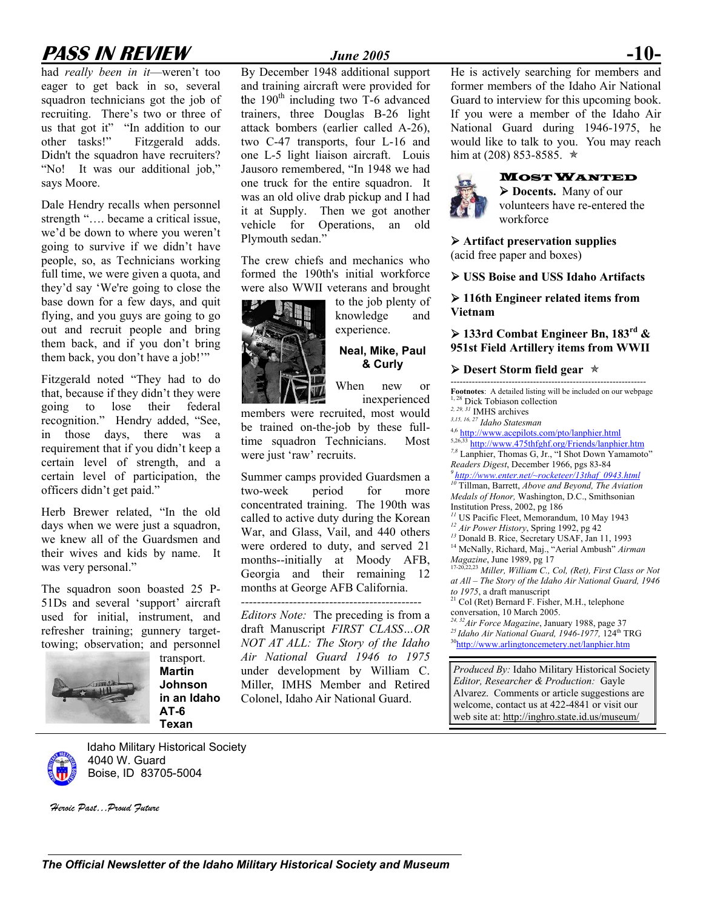had *really been in it*—weren't too eager to get back in so, several squadron technicians got the job of recruiting. There's two or three of us that got it" "In addition to our other tasks!" Fitzgerald adds. Didn't the squadron have recruiters? "No! It was our additional job," says Moore.

Dale Hendry recalls when personnel strength "…. became a critical issue, we'd be down to where you weren't going to survive if we didn't have people, so, as Technicians working full time, we were given a quota, and they'd say 'We're going to close the base down for a few days, and quit flying, and you guys are going to go out and recruit people and bring them back, and if you don't bring them back, you don't have a job!'"

Fitzgerald noted "They had to do that, because if they didn't they were going to lose their federal recognition." Hendry added, "See, in those days, there was a requirement that if you didn't keep a certain level of strength, and a certain level of participation, the officers didn't get paid."

Herb Brewer related, "In the old days when we were just a squadron, we knew all of the Guardsmen and their wives and kids by name. It was very personal."

The squadron soon boasted 25 P-51Ds and several 'support' aircraft used for initial, instrument, and refresher training; gunnery target-towing; observation; and personnel transport.

**Martin Johnson in an Idaho AT-6 Texan**

By December 1948 additional support and training aircraft were provided for the 190[th] including two T-6 advanced trainers, three Douglas B-26 light attack bombers (earlier called A-26), two C-47 transports, four L-16 and one L-5 light liaison aircraft. Louis Jausoro remembered, "In 1948 we had one truck for the entire squadron. It was an old olive drab pickup and I had it at Supply. Then we got another vehicle for Operations, an old Plymouth sedan."

The crew chiefs and mechanics who formed the 190th's initial workforce were also WWII veterans and brought to the job plenty of knowledge and experience.

**Neal, Mike, Paul & Curly**

When new or inexperienced members were recruited, most would be trained on-the-job by these full-time squadron Technicians. Most were just 'raw' recruits.

Summer camps provided Guardsmen a two-week period for more concentrated training. The 190th was called to active duty during the Korean War, and Glass, Vail, and 440 others were ordered to duty, and served 21 months--initially at Moody AFB, Georgia and their remaining 12 months at George AFB California.

---

*Editors Note:* The preceding is from a draft Manuscript *FIRST CLASS…OR NOT AT ALL: The Story of the Idaho Air National Guard 1946 to 1975* under development by William C. Miller, IMHS Member and Retired Colonel, Idaho Air National Guard.

He is actively searching for members and former members of the Idaho Air National Guard to interview for this upcoming book. If you were a member of the Idaho Air National Guard during 1946-1975, he would like to talk to you. You may reach him at (208) 853-8585. ✯

## MOST WANTED

- **Docents.** Many of our volunteers have re-entered the workforce
- **Artifact preservation supplies** (acid free paper and boxes)
- **USS Boise and USS Idaho Artifacts**
- **116th Engineer related items from Vietnam**
- **133rd Combat Engineer Bn, 183[rd] & 951st Field Artillery items from WWII**
- **Desert Storm field gear** ✯

---

**Footnotes**: A detailed listing will be included on our webpage

[1, 28] Dick Tobiason collection
[2, 29, 31] IMHS archives
[3,15, 16, 27] *Idaho Statesman*
[4,6] http://www.acepilots.com/pto/lanphier.html
[5,26,33] http://www.475thfghf.org/Friends/lanphier.htm
[7,8] Lanphier, Thomas G, Jr., "I Shot Down Yamamoto" *Readers Digest*, December 1966, pgs 83-84
[9] *http://www.enter.net/~rocketeer/13thaf_0943.html*
[10] Tillman, Barrett, *Above and Beyond, The Aviation Medals of Honor,* Washington, D.C., Smithsonian Institution Press, 2002, pg 186
[11] US Pacific Fleet, Memorandum, 10 May 1943
[12] *Air Power History*, Spring 1992, pg 42
[13] Donald B. Rice, Secretary USAF, Jan 11, 1993
[14] McNally, Richard, Maj., "Aerial Ambush" *Airman Magazine*, June 1989, pg 17
[17-20,22,23] *Miller, William C., Col, (Ret), First Class or Not at All – The Story of the Idaho Air National Guard, 1946 to 1975*, a draft manuscript
[21] Col (Ret) Bernard F. Fisher, M.H., telephone conversation, 10 March 2005.
[24, 32] *Air Force Magazine*, January 1988, page 37
[25] *Idaho Air National Guard, 1946-1977,* 124[th] TRG
[30] http://www.arlingtoncemetery.net/lanphier.htm

*Produced By:* Idaho Military Historical Society
*Editor, Researcher & Production:* Gayle Alvarez. Comments or article suggestions are welcome, contact us at 422-4841 or visit our web site at: http://inghro.state.id.us/museum/

Idaho Military Historical Society
4040 W. Guard
Boise, ID 83705-5004

*Heroic Past…Proud Future*